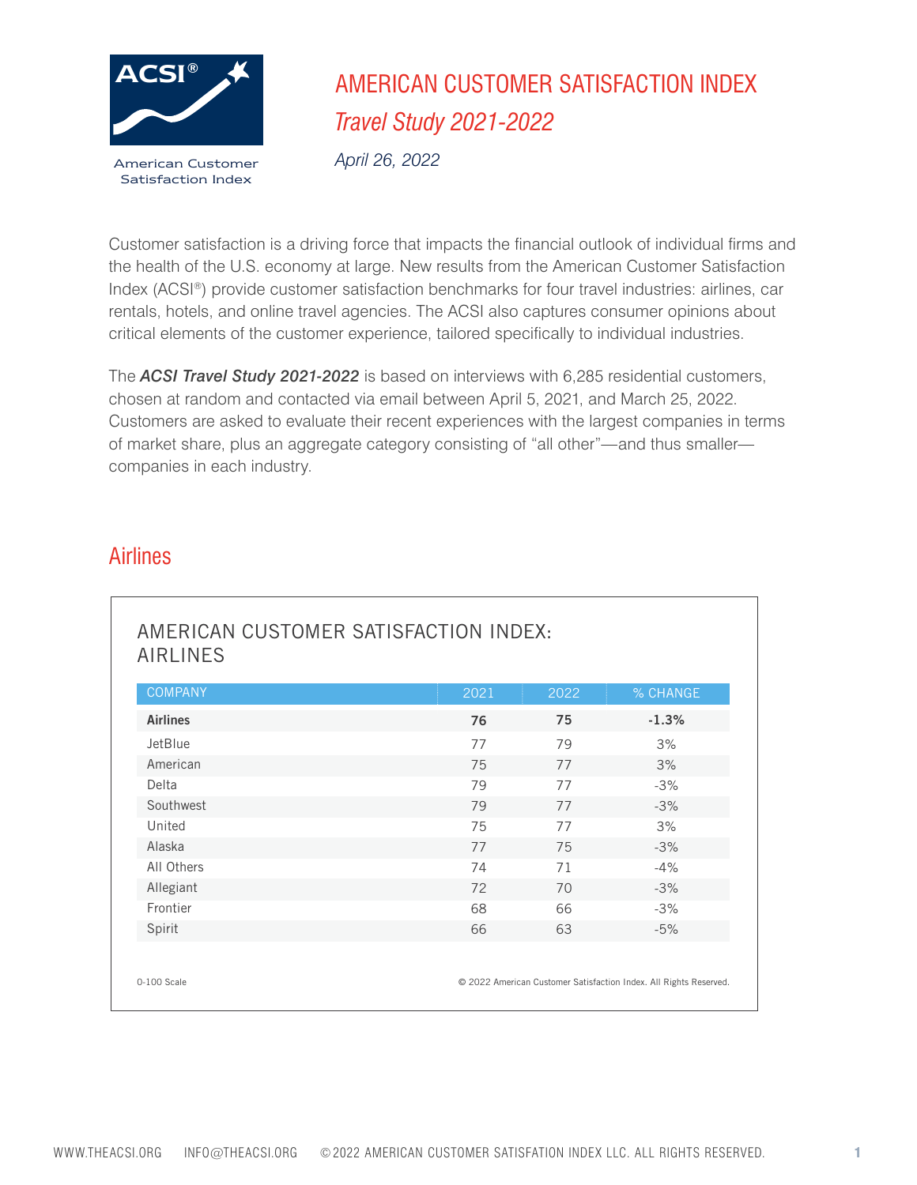ACSI®

American Customer Satisfaction Index

# AMERICAN CUSTOMER SATISFACTION INDEX

## *Travel Study 2021-2022*

*April 26, 2022*

Customer satisfaction is a driving force that impacts the financial outlook of individual firms and the health of the U.S. economy at large. New results from the American Customer Satisfaction Index (ACSI®) provide customer satisfaction benchmarks for four travel industries: airlines, car rentals, hotels, and online travel agencies. The ACSI also captures consumer opinions about critical elements of the customer experience, tailored specifically to individual industries.

The ***ACSI Travel Study 2021-2022*** is based on interviews with 6,285 residential customers, chosen at random and contacted via email between April 5, 2021, and March 25, 2022. Customers are asked to evaluate their recent experiences with the largest companies in terms of market share, plus an aggregate category consisting of "all other"—and thus smaller—companies in each industry.

## Airlines

AMERICAN CUSTOMER SATISFACTION INDEX: AIRLINES

| COMPANY | 2021 | 2022 | % CHANGE |
|---|---|---|---|
| **Airlines** | **76** | **75** | **-1.3%** |
| JetBlue | 77 | 79 | 3% |
| American | 75 | 77 | 3% |
| Delta | 79 | 77 | -3% |
| Southwest | 79 | 77 | -3% |
| United | 75 | 77 | 3% |
| Alaska | 77 | 75 | -3% |
| All Others | 74 | 71 | -4% |
| Allegiant | 72 | 70 | -3% |
| Frontier | 68 | 66 | -3% |
| Spirit | 66 | 63 | -5% |

0-100 Scale

© 2022 American Customer Satisfaction Index. All Rights Reserved.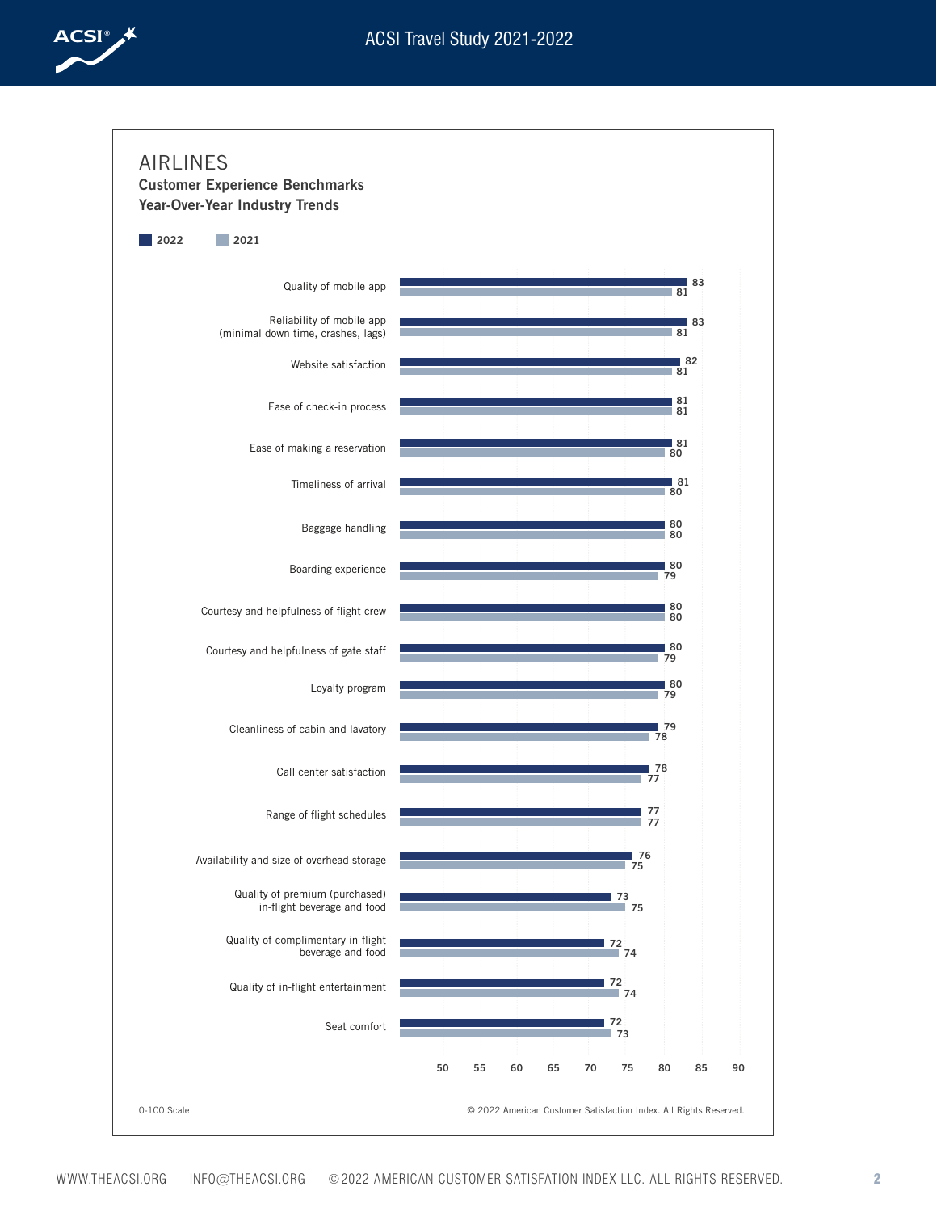# AIRLINES

## Customer Experience Benchmarks
## Year-Over-Year Industry Trends

| Benchmark | 2022 | 2021 |
|---|---|---|
| Quality of mobile app | 83 | 81 |
| Reliability of mobile app (minimal down time, crashes, lags) | 83 | 81 |
| Website satisfaction | 82 | 81 |
| Ease of check-in process | 81 | 81 |
| Ease of making a reservation | 81 | 80 |
| Timeliness of arrival | 81 | 80 |
| Baggage handling | 80 | 80 |
| Boarding experience | 80 | 79 |
| Courtesy and helpfulness of flight crew | 80 | 80 |
| Courtesy and helpfulness of gate staff | 80 | 79 |
| Loyalty program | 80 | 79 |
| Cleanliness of cabin and lavatory | 79 | 78 |
| Call center satisfaction | 78 | 77 |
| Range of flight schedules | 77 | 77 |
| Availability and size of overhead storage | 76 | 75 |
| Quality of premium (purchased) in-flight beverage and food | 73 | 75 |
| Quality of complimentary in-flight beverage and food | 72 | 74 |
| Quality of in-flight entertainment | 72 | 74 |
| Seat comfort | 72 | 73 |

0-100 Scale

© 2022 American Customer Satisfaction Index. All Rights Reserved.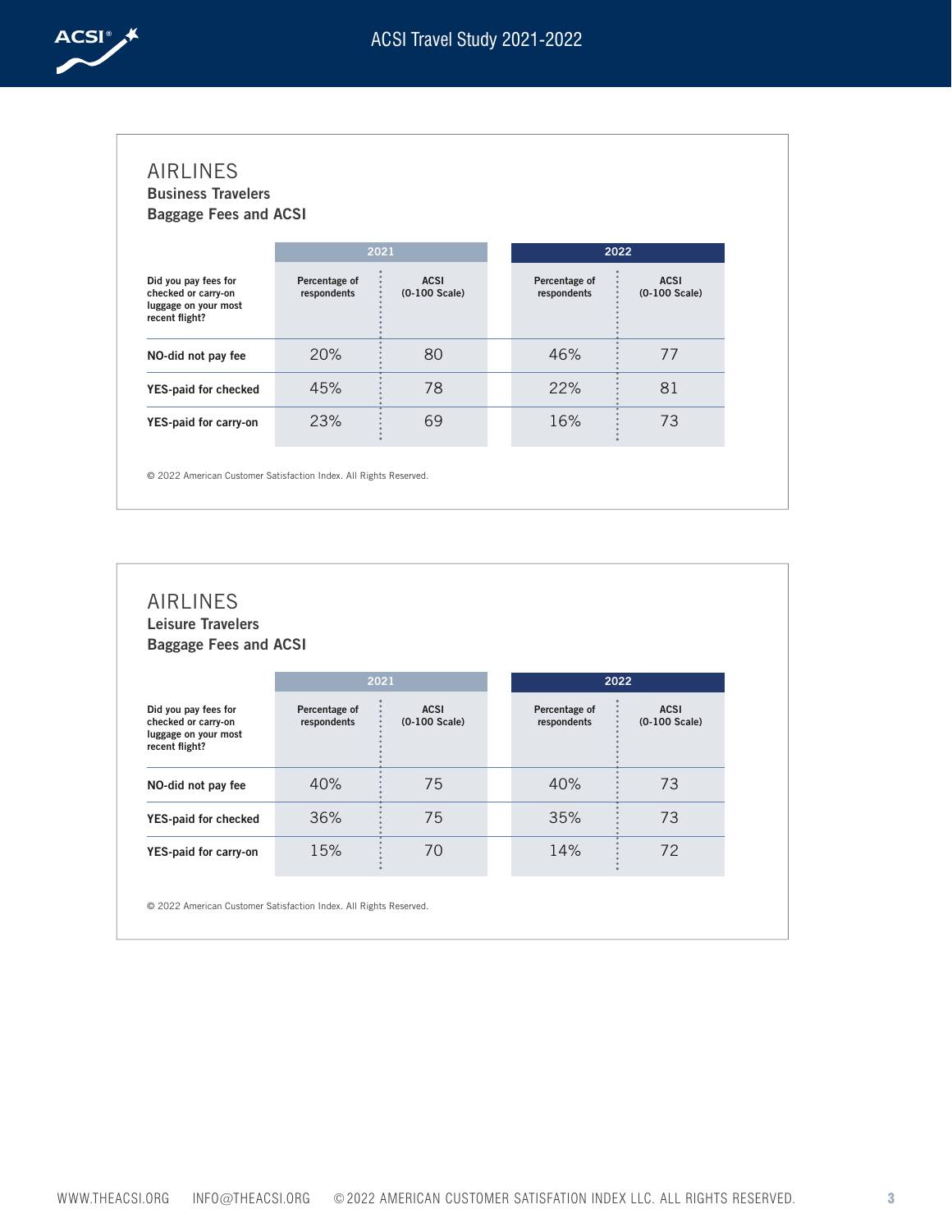## AIRLINES

### Business Travelers

### Baggage Fees and ACSI

| Did you pay fees for checked or carry-on luggage on your most recent flight? | 2021 | | 2022 | |
|---|---|---|---|---|
| | Percentage of respondents | ACSI (0-100 Scale) | Percentage of respondents | ACSI (0-100 Scale) |
| NO-did not pay fee | 20% | 80 | 46% | 77 |
| YES-paid for checked | 45% | 78 | 22% | 81 |
| YES-paid for carry-on | 23% | 69 | 16% | 73 |

© 2022 American Customer Satisfaction Index. All Rights Reserved.

## AIRLINES

### Leisure Travelers

### Baggage Fees and ACSI

| Did you pay fees for checked or carry-on luggage on your most recent flight? | 2021 | | 2022 | |
|---|---|---|---|---|
| | Percentage of respondents | ACSI (0-100 Scale) | Percentage of respondents | ACSI (0-100 Scale) |
| NO-did not pay fee | 40% | 75 | 40% | 73 |
| YES-paid for checked | 36% | 75 | 35% | 73 |
| YES-paid for carry-on | 15% | 70 | 14% | 72 |

© 2022 American Customer Satisfaction Index. All Rights Reserved.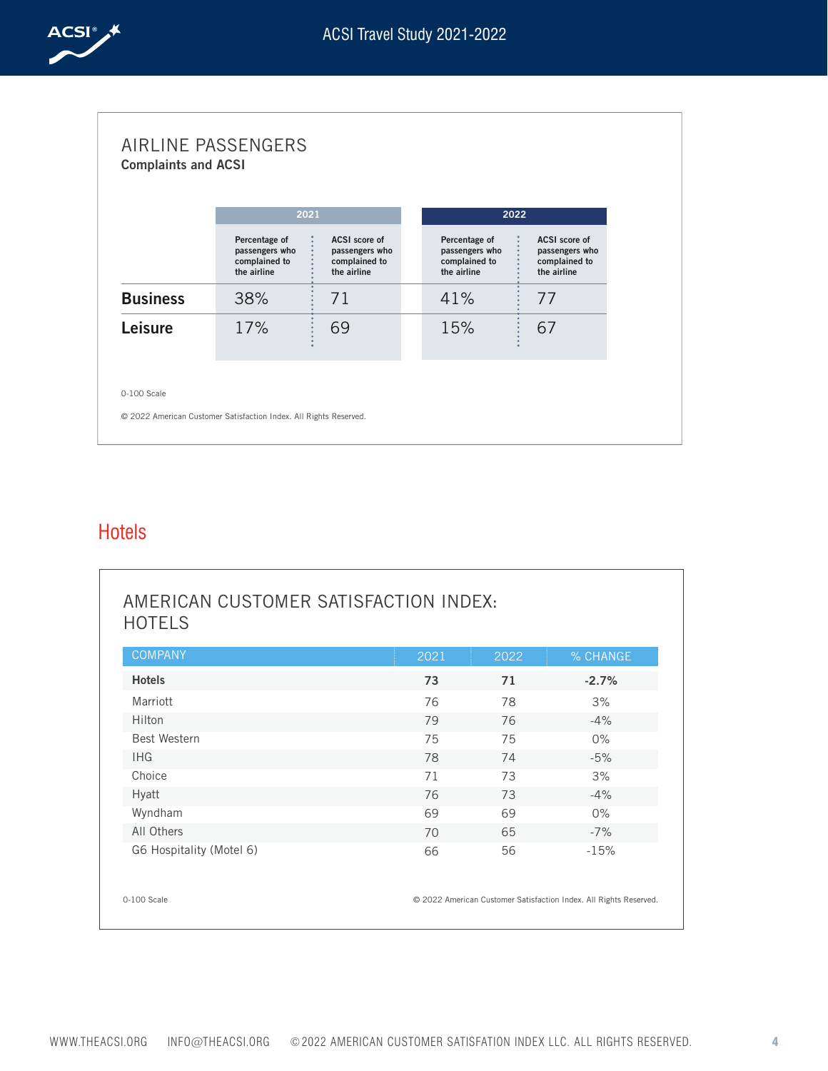## AIRLINE PASSENGERS

**Complaints and ACSI**

| | 2021 | | 2022 | |
|---|---|---|---|---|
| | Percentage of passengers who complained to the airline | ACSI score of passengers who complained to the airline | Percentage of passengers who complained to the airline | ACSI score of passengers who complained to the airline |
| **Business** | 38% | 71 | 41% | 77 |
| **Leisure** | 17% | 69 | 15% | 67 |

0-100 Scale

© 2022 American Customer Satisfaction Index. All Rights Reserved.

# Hotels

## AMERICAN CUSTOMER SATISFACTION INDEX: HOTELS

| COMPANY | 2021 | 2022 | % CHANGE |
|---|---|---|---|
| **Hotels** | **73** | **71** | **-2.7%** |
| Marriott | 76 | 78 | 3% |
| Hilton | 79 | 76 | -4% |
| Best Western | 75 | 75 | 0% |
| IHG | 78 | 74 | -5% |
| Choice | 71 | 73 | 3% |
| Hyatt | 76 | 73 | -4% |
| Wyndham | 69 | 69 | 0% |
| All Others | 70 | 65 | -7% |
| G6 Hospitality (Motel 6) | 66 | 56 | -15% |

0-100 Scale

© 2022 American Customer Satisfaction Index. All Rights Reserved.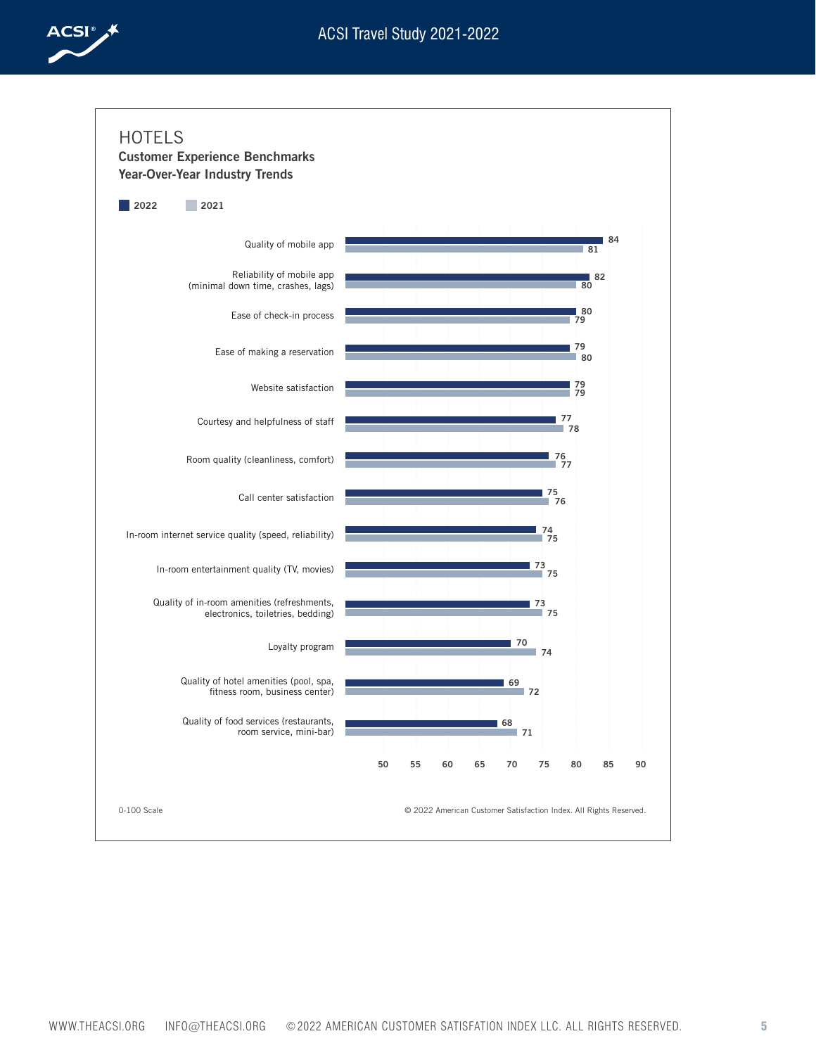# HOTELS

**Customer Experience Benchmarks**
**Year-Over-Year Industry Trends**

| Benchmark | 2022 | 2021 |
|---|---|---|
| Quality of mobile app | 84 | 81 |
| Reliability of mobile app (minimal down time, crashes, lags) | 82 | 80 |
| Ease of check-in process | 80 | 79 |
| Ease of making a reservation | 79 | 80 |
| Website satisfaction | 79 | 79 |
| Courtesy and helpfulness of staff | 77 | 78 |
| Room quality (cleanliness, comfort) | 76 | 77 |
| Call center satisfaction | 75 | 76 |
| In-room internet service quality (speed, reliability) | 74 | 75 |
| In-room entertainment quality (TV, movies) | 73 | 75 |
| Quality of in-room amenities (refreshments, electronics, toiletries, bedding) | 73 | 75 |
| Loyalty program | 70 | 74 |
| Quality of hotel amenities (pool, spa, fitness room, business center) | 69 | 72 |
| Quality of food services (restaurants, room service, mini-bar) | 68 | 71 |

0-100 Scale

© 2022 American Customer Satisfaction Index. All Rights Reserved.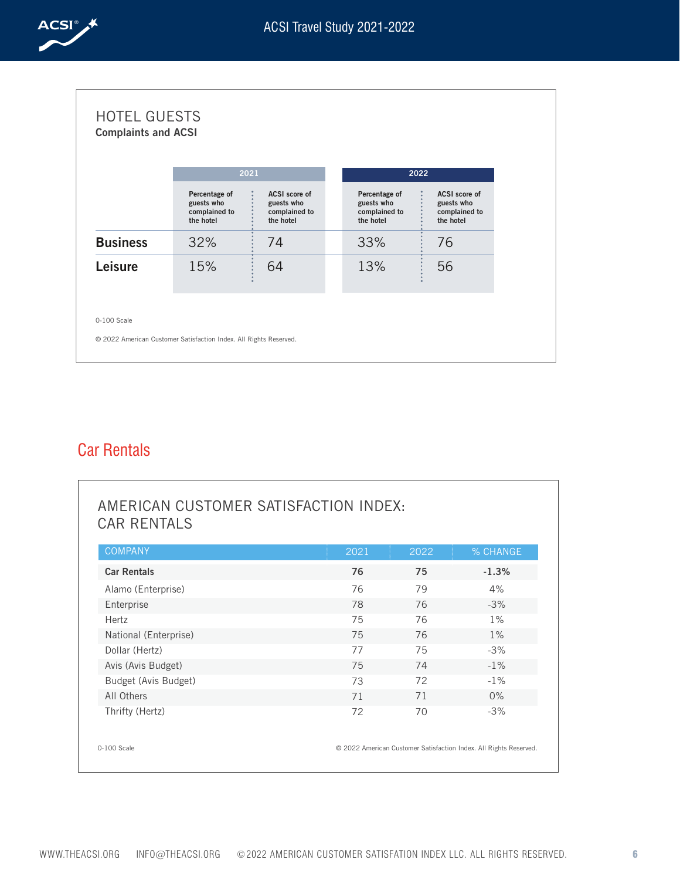### HOTEL GUESTS

**Complaints and ACSI**

| | 2021 | | 2022 | |
|---|---|---|---|---|
| | Percentage of guests who complained to the hotel | ACSI score of guests who complained to the hotel | Percentage of guests who complained to the hotel | ACSI score of guests who complained to the hotel |
| **Business** | 32% | 74 | 33% | 76 |
| **Leisure** | 15% | 64 | 13% | 56 |

0-100 Scale

© 2022 American Customer Satisfaction Index. All Rights Reserved.

## Car Rentals

### AMERICAN CUSTOMER SATISFACTION INDEX: CAR RENTALS

| COMPANY | 2021 | 2022 | % CHANGE |
|---|---|---|---|
| **Car Rentals** | **76** | **75** | **-1.3%** |
| Alamo (Enterprise) | 76 | 79 | 4% |
| Enterprise | 78 | 76 | -3% |
| Hertz | 75 | 76 | 1% |
| National (Enterprise) | 75 | 76 | 1% |
| Dollar (Hertz) | 77 | 75 | -3% |
| Avis (Avis Budget) | 75 | 74 | -1% |
| Budget (Avis Budget) | 73 | 72 | -1% |
| All Others | 71 | 71 | 0% |
| Thrifty (Hertz) | 72 | 70 | -3% |

0-100 Scale

© 2022 American Customer Satisfaction Index. All Rights Reserved.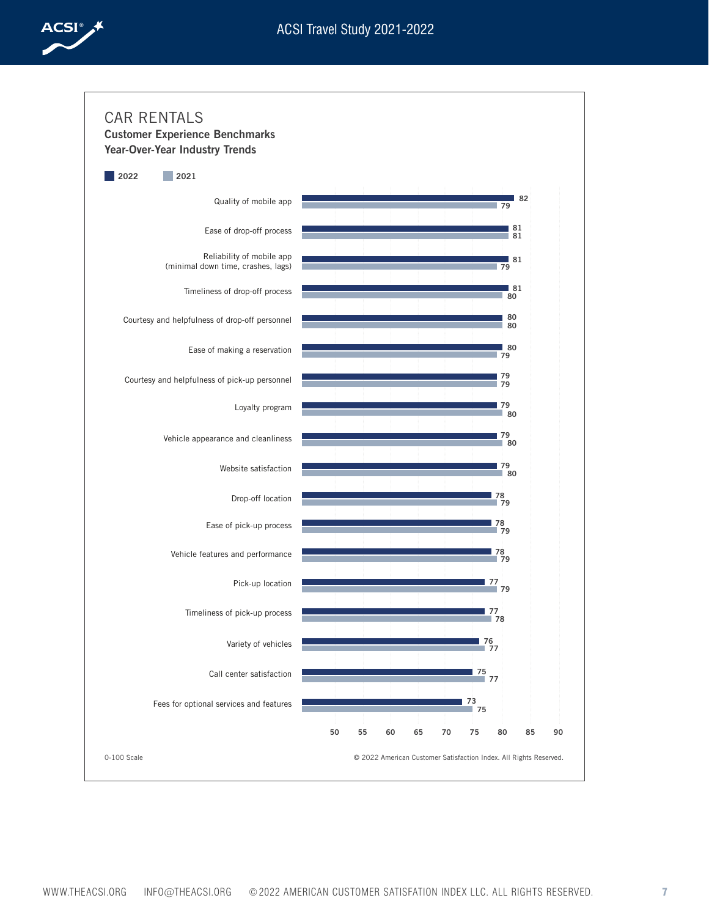# CAR RENTALS

**Customer Experience Benchmarks**
**Year-Over-Year Industry Trends**

| Benchmark | 2022 | 2021 |
|---|---|---|
| Quality of mobile app | 82 | 79 |
| Ease of drop-off process | 81 | 81 |
| Reliability of mobile app (minimal down time, crashes, lags) | 81 | 79 |
| Timeliness of drop-off process | 81 | 80 |
| Courtesy and helpfulness of drop-off personnel | 80 | 80 |
| Ease of making a reservation | 80 | 79 |
| Courtesy and helpfulness of pick-up personnel | 79 | 79 |
| Loyalty program | 79 | 80 |
| Vehicle appearance and cleanliness | 79 | 80 |
| Website satisfaction | 79 | 80 |
| Drop-off location | 78 | 79 |
| Ease of pick-up process | 78 | 79 |
| Vehicle features and performance | 78 | 79 |
| Pick-up location | 77 | 79 |
| Timeliness of pick-up process | 77 | 78 |
| Variety of vehicles | 76 | 77 |
| Call center satisfaction | 75 | 77 |
| Fees for optional services and features | 73 | 75 |

0-100 Scale

© 2022 American Customer Satisfaction Index. All Rights Reserved.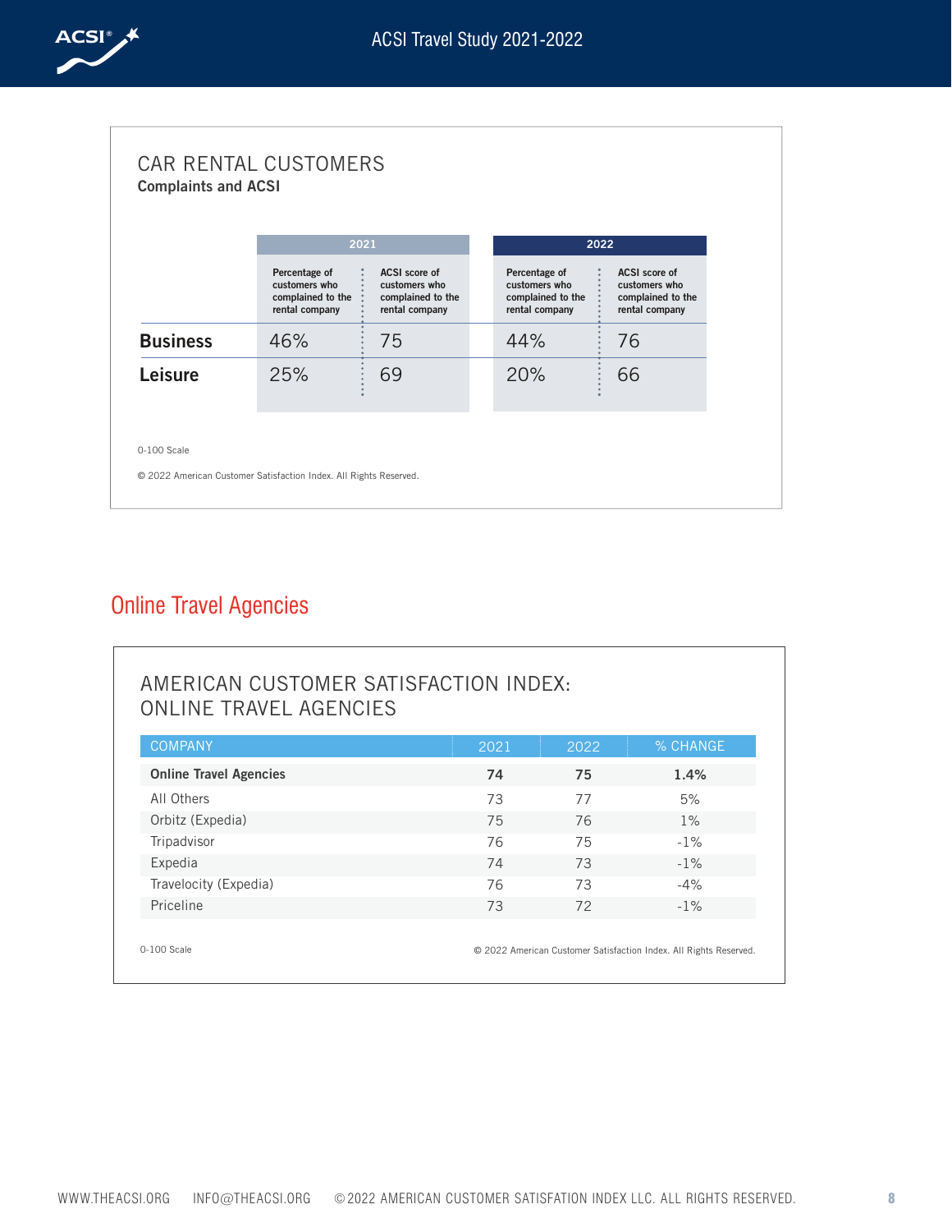### CAR RENTAL CUSTOMERS

**Complaints and ACSI**

| | 2021 | | 2022 | |
|---|---|---|---|---|
| | Percentage of customers who complained to the rental company | ACSI score of customers who complained to the rental company | Percentage of customers who complained to the rental company | ACSI score of customers who complained to the rental company |
| **Business** | 46% | 75 | 44% | 76 |
| **Leisure** | 25% | 69 | 20% | 66 |

0-100 Scale

© 2022 American Customer Satisfaction Index. All Rights Reserved.

## Online Travel Agencies

### AMERICAN CUSTOMER SATISFACTION INDEX: ONLINE TRAVEL AGENCIES

| COMPANY | 2021 | 2022 | % CHANGE |
|---|---|---|---|
| **Online Travel Agencies** | **74** | **75** | **1.4%** |
| All Others | 73 | 77 | 5% |
| Orbitz (Expedia) | 75 | 76 | 1% |
| Tripadvisor | 76 | 75 | -1% |
| Expedia | 74 | 73 | -1% |
| Travelocity (Expedia) | 76 | 73 | -4% |
| Priceline | 73 | 72 | -1% |

0-100 Scale

© 2022 American Customer Satisfaction Index. All Rights Reserved.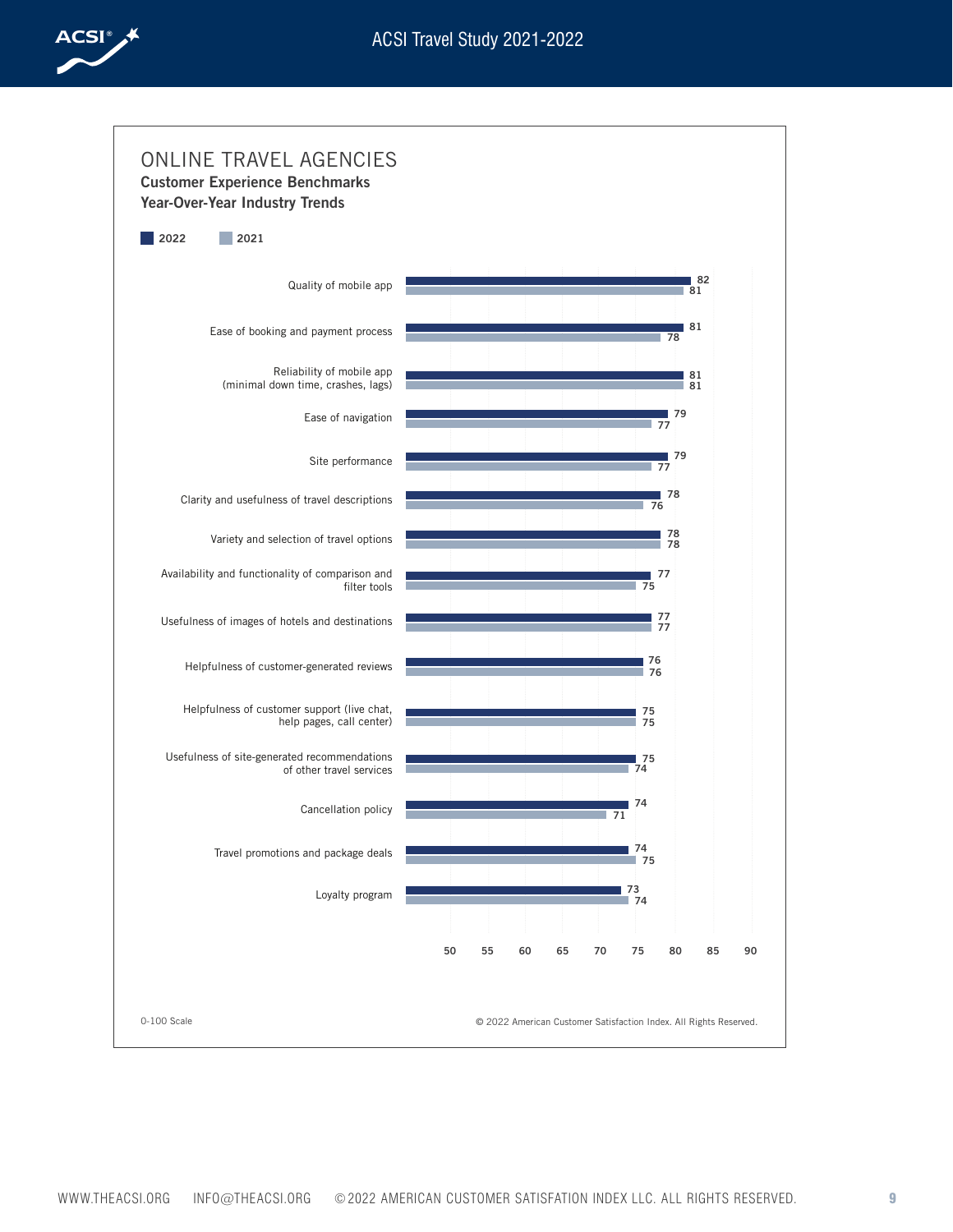## ONLINE TRAVEL AGENCIES

### Customer Experience Benchmarks
### Year-Over-Year Industry Trends

| Benchmark | 2022 | 2021 |
|---|---|---|
| Quality of mobile app | 82 | 81 |
| Ease of booking and payment process | 81 | 78 |
| Reliability of mobile app (minimal down time, crashes, lags) | 81 | 81 |
| Ease of navigation | 79 | 77 |
| Site performance | 79 | 77 |
| Clarity and usefulness of travel descriptions | 78 | 76 |
| Variety and selection of travel options | 78 | 78 |
| Availability and functionality of comparison and filter tools | 77 | 75 |
| Usefulness of images of hotels and destinations | 77 | 77 |
| Helpfulness of customer-generated reviews | 76 | 76 |
| Helpfulness of customer support (live chat, help pages, call center) | 75 | 75 |
| Usefulness of site-generated recommendations of other travel services | 75 | 74 |
| Cancellation policy | 74 | 71 |
| Travel promotions and package deals | 74 | 75 |
| Loyalty program | 73 | 74 |

0-100 Scale

© 2022 American Customer Satisfaction Index. All Rights Reserved.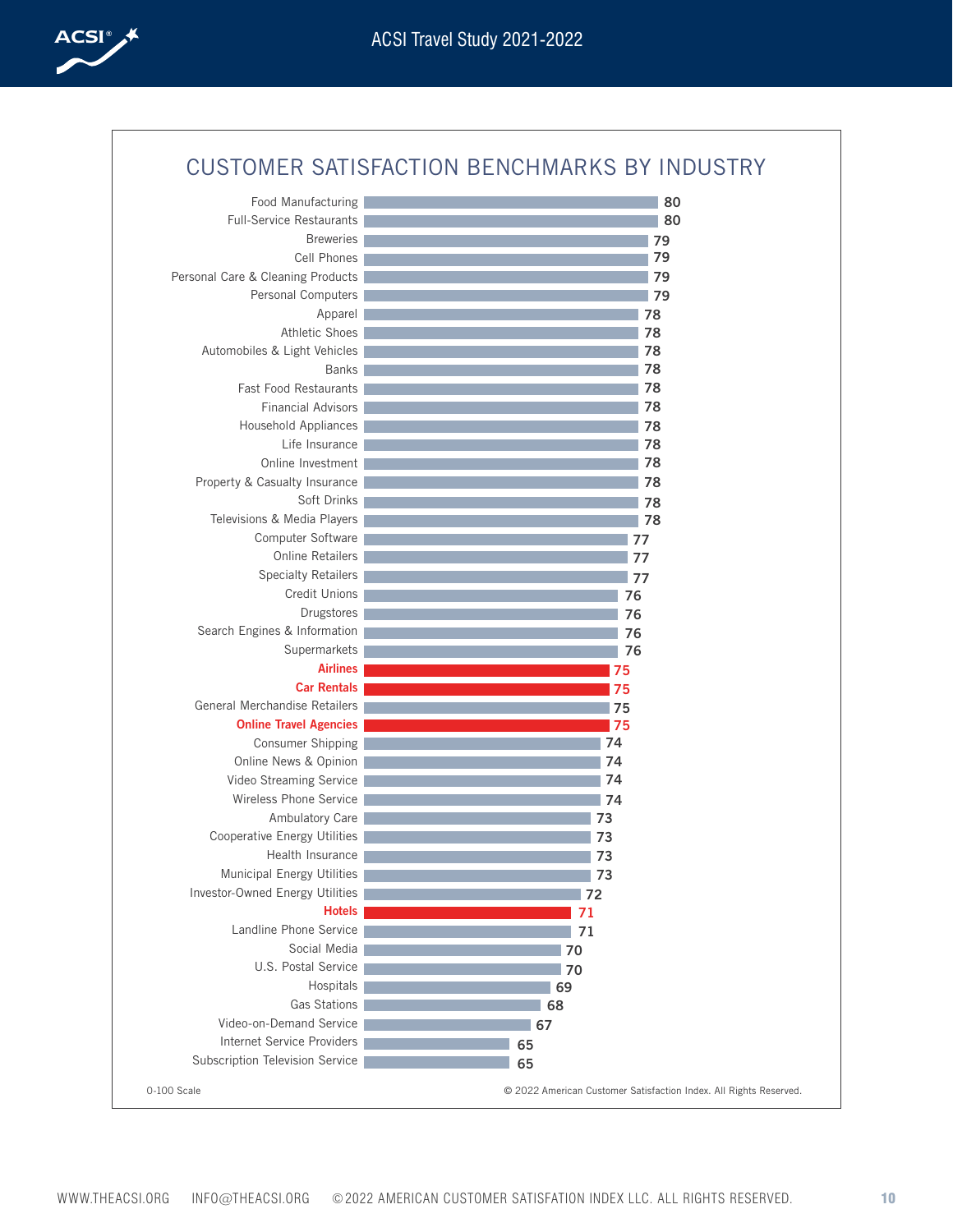## CUSTOMER SATISFACTION BENCHMARKS BY INDUSTRY

| Industry | Score |
|---|---|
| Food Manufacturing | 80 |
| Full-Service Restaurants | 80 |
| Breweries | 79 |
| Cell Phones | 79 |
| Personal Care & Cleaning Products | 79 |
| Personal Computers | 79 |
| Apparel | 78 |
| Athletic Shoes | 78 |
| Automobiles & Light Vehicles | 78 |
| Banks | 78 |
| Fast Food Restaurants | 78 |
| Financial Advisors | 78 |
| Household Appliances | 78 |
| Life Insurance | 78 |
| Online Investment | 78 |
| Property & Casualty Insurance | 78 |
| Soft Drinks | 78 |
| Televisions & Media Players | 78 |
| Computer Software | 77 |
| Online Retailers | 77 |
| Specialty Retailers | 77 |
| Credit Unions | 76 |
| Drugstores | 76 |
| Search Engines & Information | 76 |
| Supermarkets | 76 |
| **Airlines** | **75** |
| **Car Rentals** | **75** |
| General Merchandise Retailers | 75 |
| **Online Travel Agencies** | **75** |
| Consumer Shipping | 74 |
| Online News & Opinion | 74 |
| Video Streaming Service | 74 |
| Wireless Phone Service | 74 |
| Ambulatory Care | 73 |
| Cooperative Energy Utilities | 73 |
| Health Insurance | 73 |
| Municipal Energy Utilities | 73 |
| Investor-Owned Energy Utilities | 72 |
| **Hotels** | **71** |
| Landline Phone Service | 71 |
| Social Media | 70 |
| U.S. Postal Service | 70 |
| Hospitals | 69 |
| Gas Stations | 68 |
| Video-on-Demand Service | 67 |
| Internet Service Providers | 65 |
| Subscription Television Service | 65 |

0-100 Scale

© 2022 American Customer Satisfaction Index. All Rights Reserved.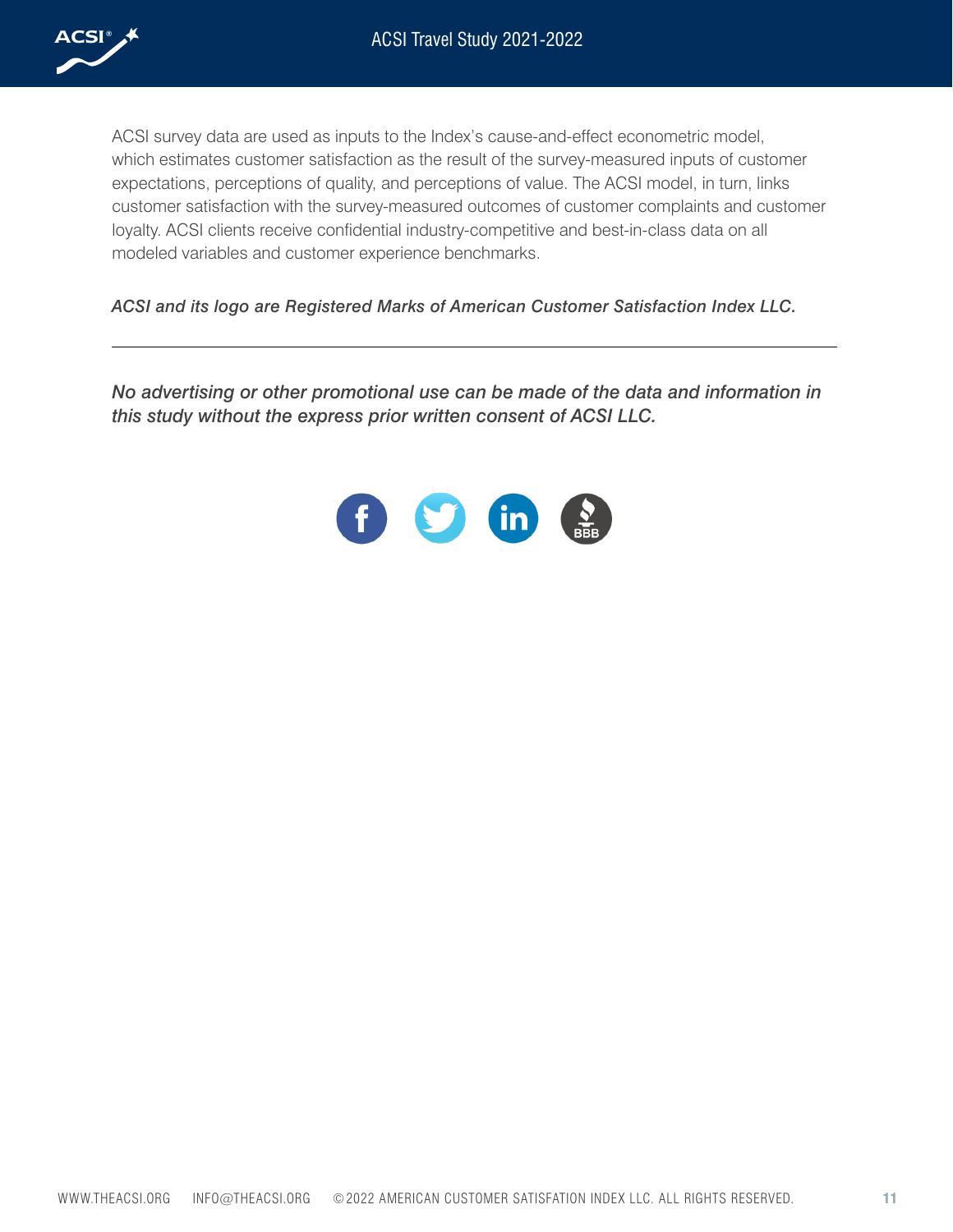ACSI survey data are used as inputs to the Index's cause-and-effect econometric model, which estimates customer satisfaction as the result of the survey-measured inputs of customer expectations, perceptions of quality, and perceptions of value. The ACSI model, in turn, links customer satisfaction with the survey-measured outcomes of customer complaints and customer loyalty. ACSI clients receive confidential industry-competitive and best-in-class data on all modeled variables and customer experience benchmarks.

*ACSI and its logo are Registered Marks of American Customer Satisfaction Index LLC.*

---

*No advertising or other promotional use can be made of the data and information in this study without the express prior written consent of ACSI LLC.*